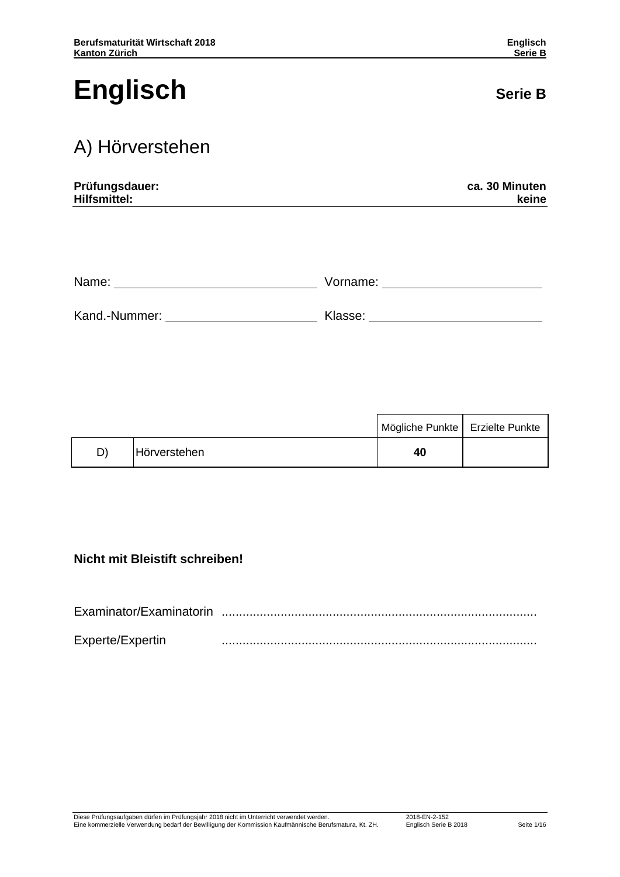# Englisch

**Serie B**

## A) Hörverstehen

**Prüfungsdauer:** **ca. 30 Minuten**
**Hilfsmittel:** **keine**

Name: ____________________ Vorname: ____________________

Kand.-Nummer: ____________________ Klasse: ____________________

| | | Mögliche Punkte | Erzielte Punkte |
|---|---|---|---|
| D) | Hörverstehen | **40** | |

**Nicht mit Bleistift schreiben!**

Examinator/Examinatorin ..........................................................................................

Experte/Expertin ..........................................................................................

Diese Prüfungsaufgaben dürfen im Prüfungsjahr 2018 nicht im Unterricht verwendet werden.
Eine kommerzielle Verwendung bedarf der Bewilligung der Kommission Kaufmännische Berufsmatura, Kt. ZH.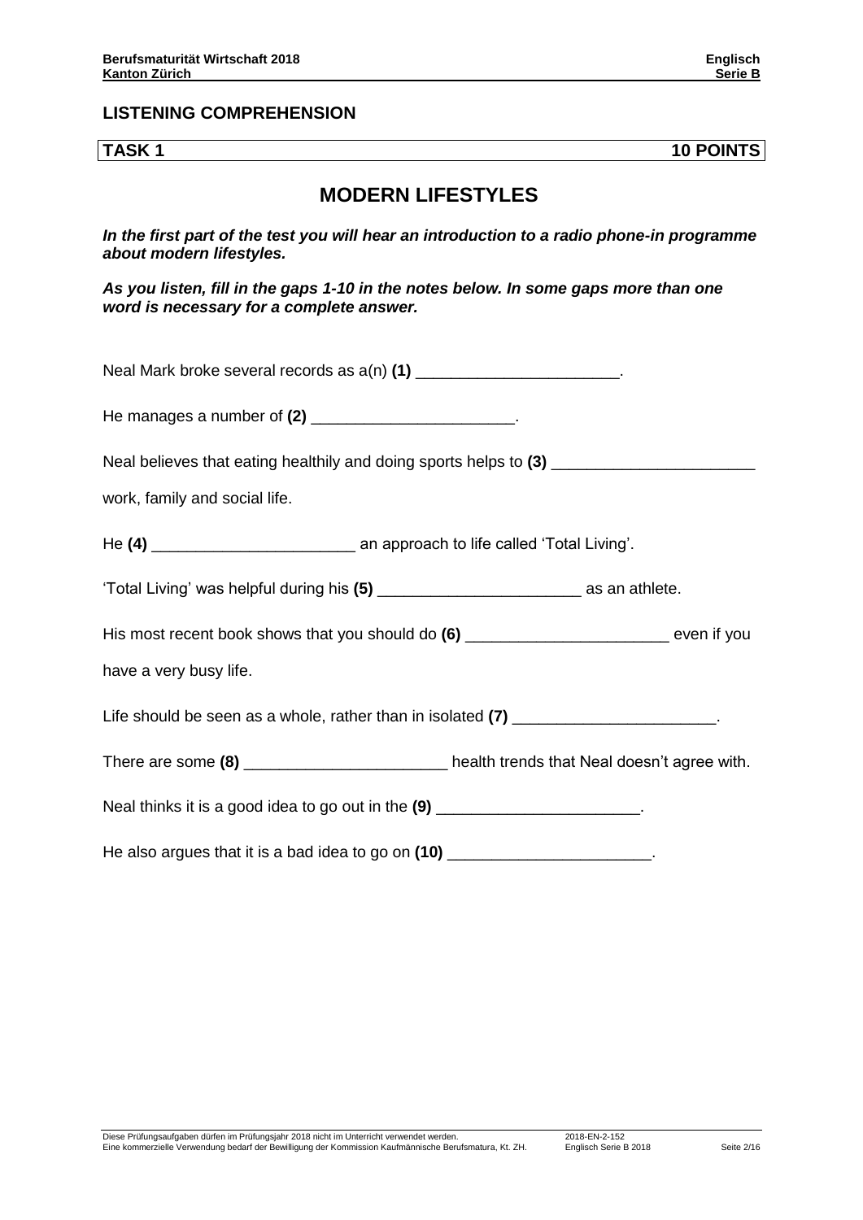## LISTENING COMPREHENSION

**TASK 1** **10 POINTS**

# MODERN LIFESTYLES

***In the first part of the test you will hear an introduction to a radio phone-in programme about modern lifestyles.***

***As you listen, fill in the gaps 1-10 in the notes below. In some gaps more than one word is necessary for a complete answer.***

Neal Mark broke several records as a(n) **(1)** _______________________.

He manages a number of **(2)** _______________________.

Neal believes that eating healthily and doing sports helps to **(3)** _______________________ work, family and social life.

He **(4)** _______________________ an approach to life called 'Total Living'.

'Total Living' was helpful during his **(5)** _______________________ as an athlete.

His most recent book shows that you should do **(6)** _______________________ even if you have a very busy life.

Life should be seen as a whole, rather than in isolated **(7)** _______________________.

There are some **(8)** _______________________ health trends that Neal doesn't agree with.

Neal thinks it is a good idea to go out in the **(9)** _______________________.

He also argues that it is a bad idea to go on **(10)** _______________________.

Diese Prüfungsaufgaben dürfen im Prüfungsjahr 2018 nicht im Unterricht verwendet werden.
Eine kommerzielle Verwendung bedarf der Bewilligung der Kommission Kaufmännische Berufsmatura, Kt. ZH.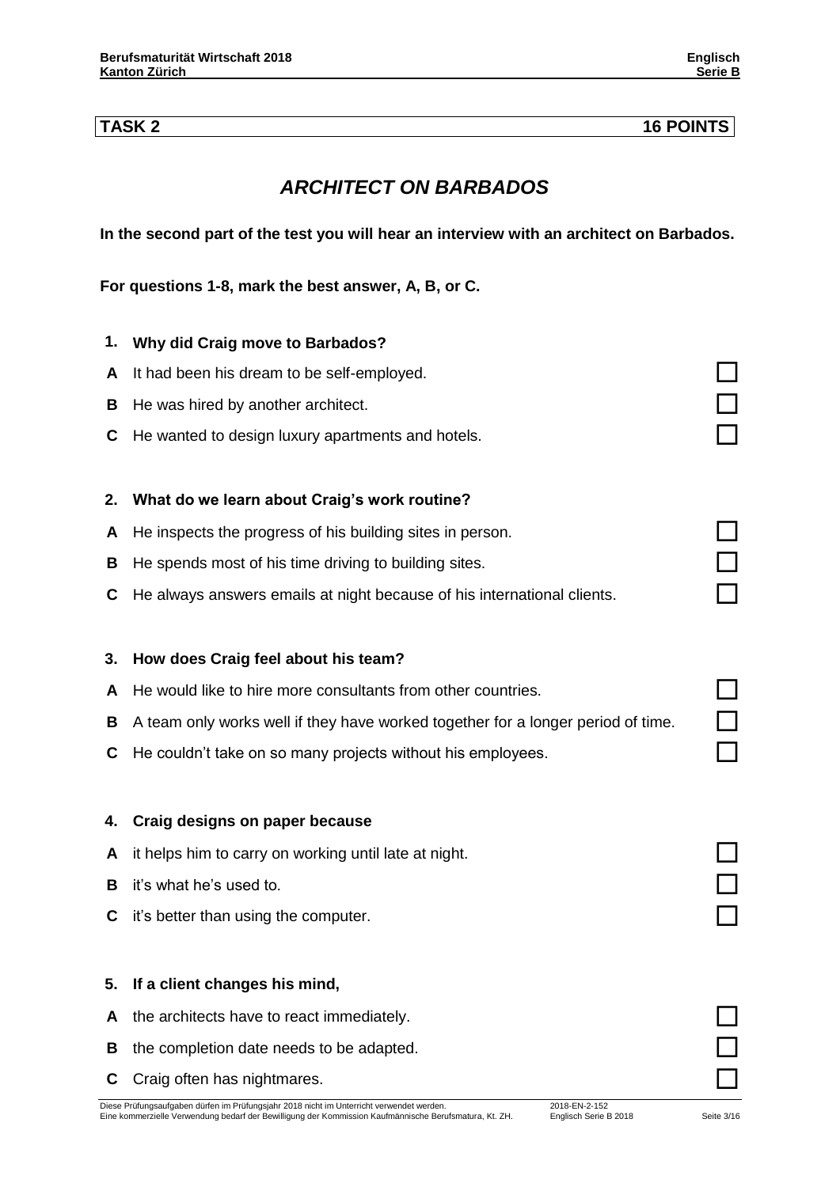**TASK 2** **16 POINTS**

## *ARCHITECT ON BARBADOS*

**In the second part of the test you will hear an interview with an architect on Barbados.**

**For questions 1-8, mark the best answer, A, B, or C.**

**1. Why did Craig move to Barbados?**

**A** It had been his dream to be self-employed. ☐

**B** He was hired by another architect. ☐

**C** He wanted to design luxury apartments and hotels. ☐

**2. What do we learn about Craig's work routine?**

**A** He inspects the progress of his building sites in person. ☐

**B** He spends most of his time driving to building sites. ☐

**C** He always answers emails at night because of his international clients. ☐

**3. How does Craig feel about his team?**

**A** He would like to hire more consultants from other countries. ☐

**B** A team only works well if they have worked together for a longer period of time. ☐

**C** He couldn't take on so many projects without his employees. ☐

**4. Craig designs on paper because**

**A** it helps him to carry on working until late at night. ☐

**B** it's what he's used to. ☐

**C** it's better than using the computer. ☐

**5. If a client changes his mind,**

**A** the architects have to react immediately. ☐

**B** the completion date needs to be adapted. ☐

**C** Craig often has nightmares. ☐

Diese Prüfungsaufgaben dürfen im Prüfungsjahr 2018 nicht im Unterricht verwendet werden.
Eine kommerzielle Verwendung bedarf der Bewilligung der Kommission Kaufmännische Berufsmatura, Kt. ZH.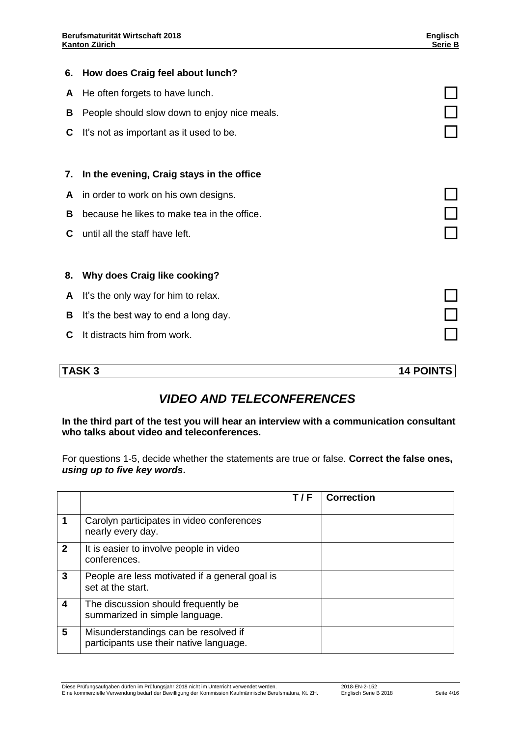**6. How does Craig feel about lunch?**

- **A** He often forgets to have lunch. ☐
- **B** People should slow down to enjoy nice meals. ☐
- **C** It's not as important as it used to be. ☐

**7. In the evening, Craig stays in the office**

- **A** in order to work on his own designs. ☐
- **B** because he likes to make tea in the office. ☐
- **C** until all the staff have left. ☐

**8. Why does Craig like cooking?**

- **A** It's the only way for him to relax. ☐
- **B** It's the best way to end a long day. ☐
- **C** It distracts him from work. ☐

## TASK 3 — 14 POINTS

## *VIDEO AND TELECONFERENCES*

**In the third part of the test you will hear an interview with a communication consultant who talks about video and teleconferences.**

For questions 1-5, decide whether the statements are true or false. **Correct the false ones, *using up to five key words*.**

| | | T / F | Correction |
|---|---|---|---|
| **1** | Carolyn participates in video conferences nearly every day. | | |
| **2** | It is easier to involve people in video conferences. | | |
| **3** | People are less motivated if a general goal is set at the start. | | |
| **4** | The discussion should frequently be summarized in simple language. | | |
| **5** | Misunderstandings can be resolved if participants use their native language. | | |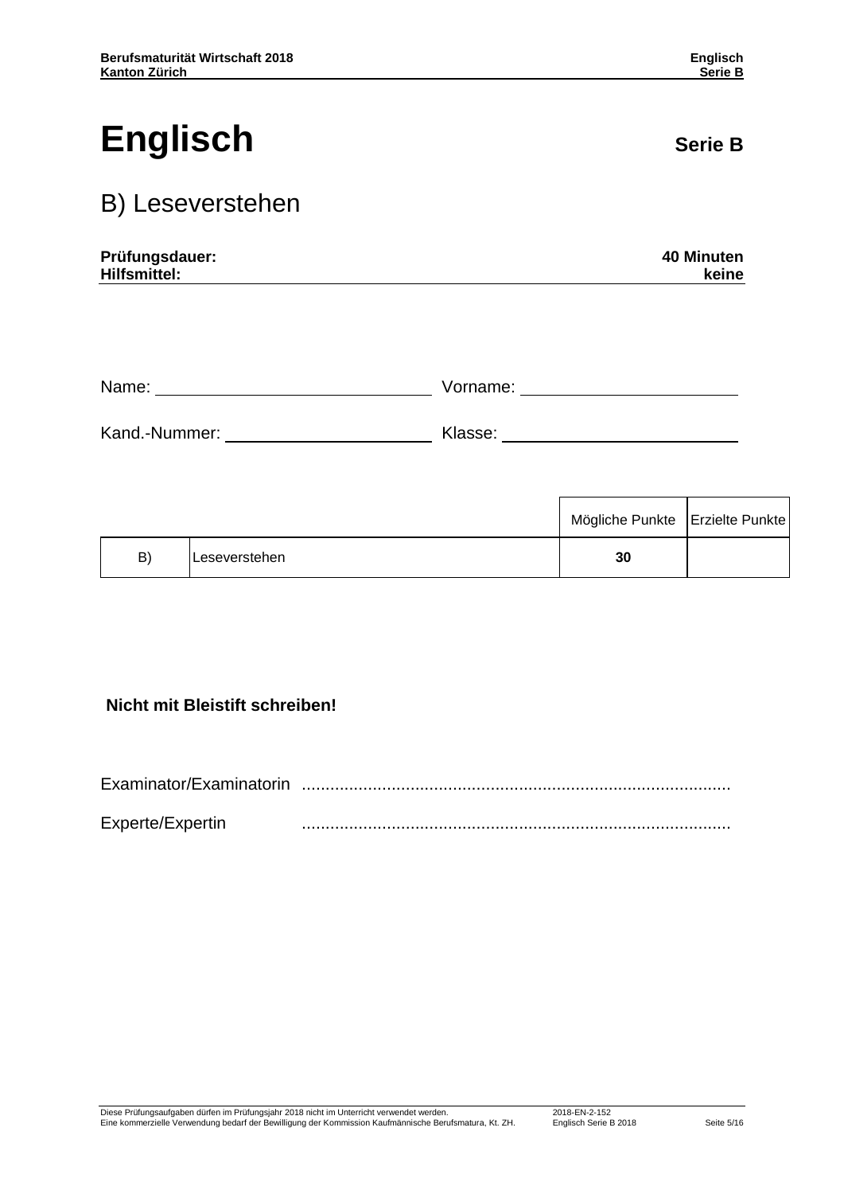# Englisch

**Serie B**

## B) Leseverstehen

**Prüfungsdauer:** **40 Minuten**
**Hilfsmittel:** **keine**

Name: ______________________ Vorname: ______________________

Kand.-Nummer: ______________________ Klasse: ______________________

| | | Mögliche Punkte | Erzielte Punkte |
|---|---|---|---|
| B) | Leseverstehen | **30** | |

**Nicht mit Bleistift schreiben!**

Examinator/Examinatorin ..........................................................................................

Experte/Expertin ..........................................................................................

Diese Prüfungsaufgaben dürfen im Prüfungsjahr 2018 nicht im Unterricht verwendet werden.
Eine kommerzielle Verwendung bedarf der Bewilligung der Kommission Kaufmännische Berufsmatura, Kt. ZH.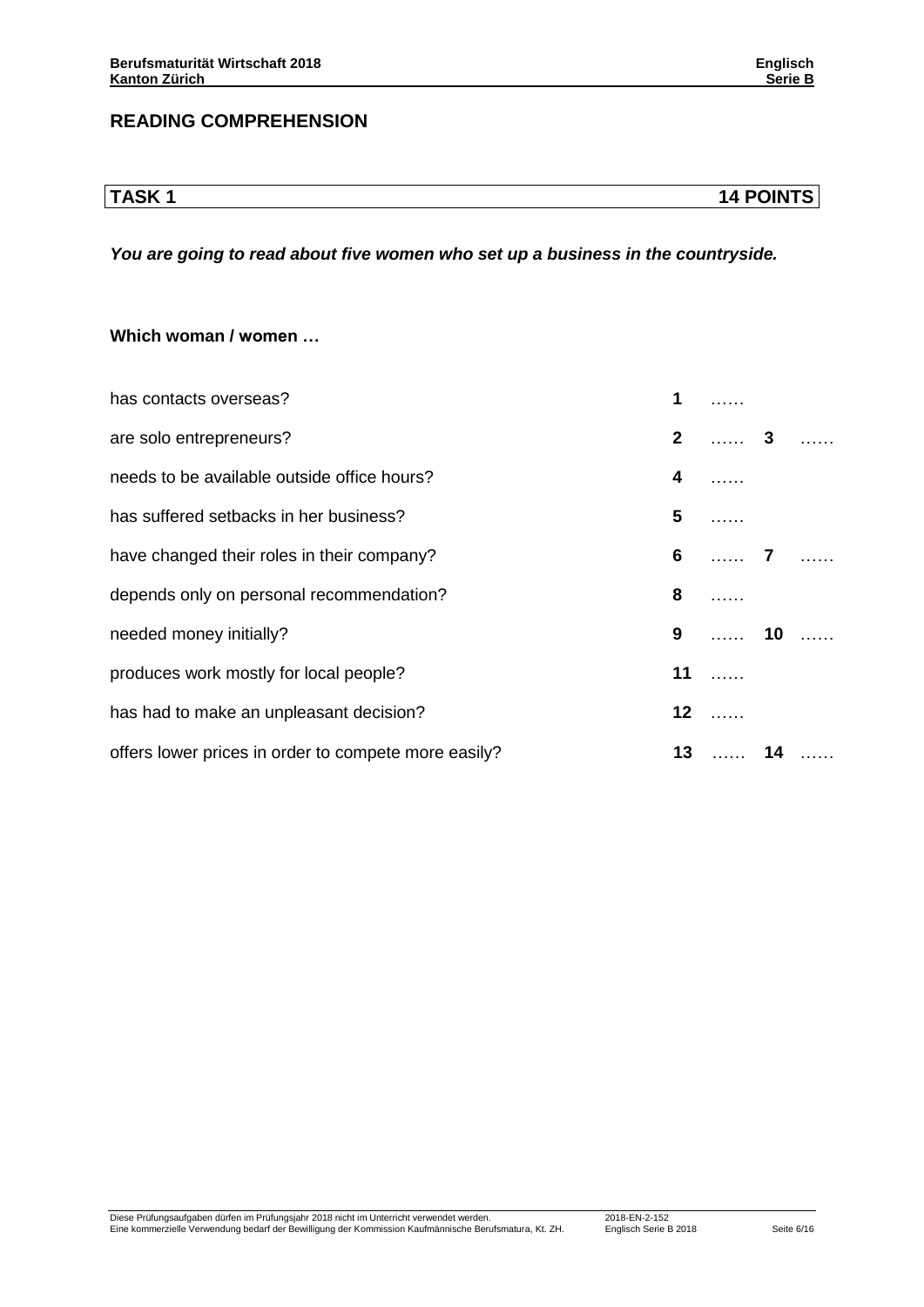# READING COMPREHENSION

| TASK 1 | 14 POINTS |
|---|---|

***You are going to read about five women who set up a business in the countryside.***

**Which woman / women …**

| | | | | |
|---|---|---|---|---|
| has contacts overseas? | **1** | …… | | |
| are solo entrepreneurs? | **2** | …… | **3** | …… |
| needs to be available outside office hours? | **4** | …… | | |
| has suffered setbacks in her business? | **5** | …… | | |
| have changed their roles in their company? | **6** | …… | **7** | …… |
| depends only on personal recommendation? | **8** | …… | | |
| needed money initially? | **9** | …… | **10** | …… |
| produces work mostly for local people? | **11** | …… | | |
| has had to make an unpleasant decision? | **12** | …… | | |
| offers lower prices in order to compete more easily? | **13** | …… | **14** | …… |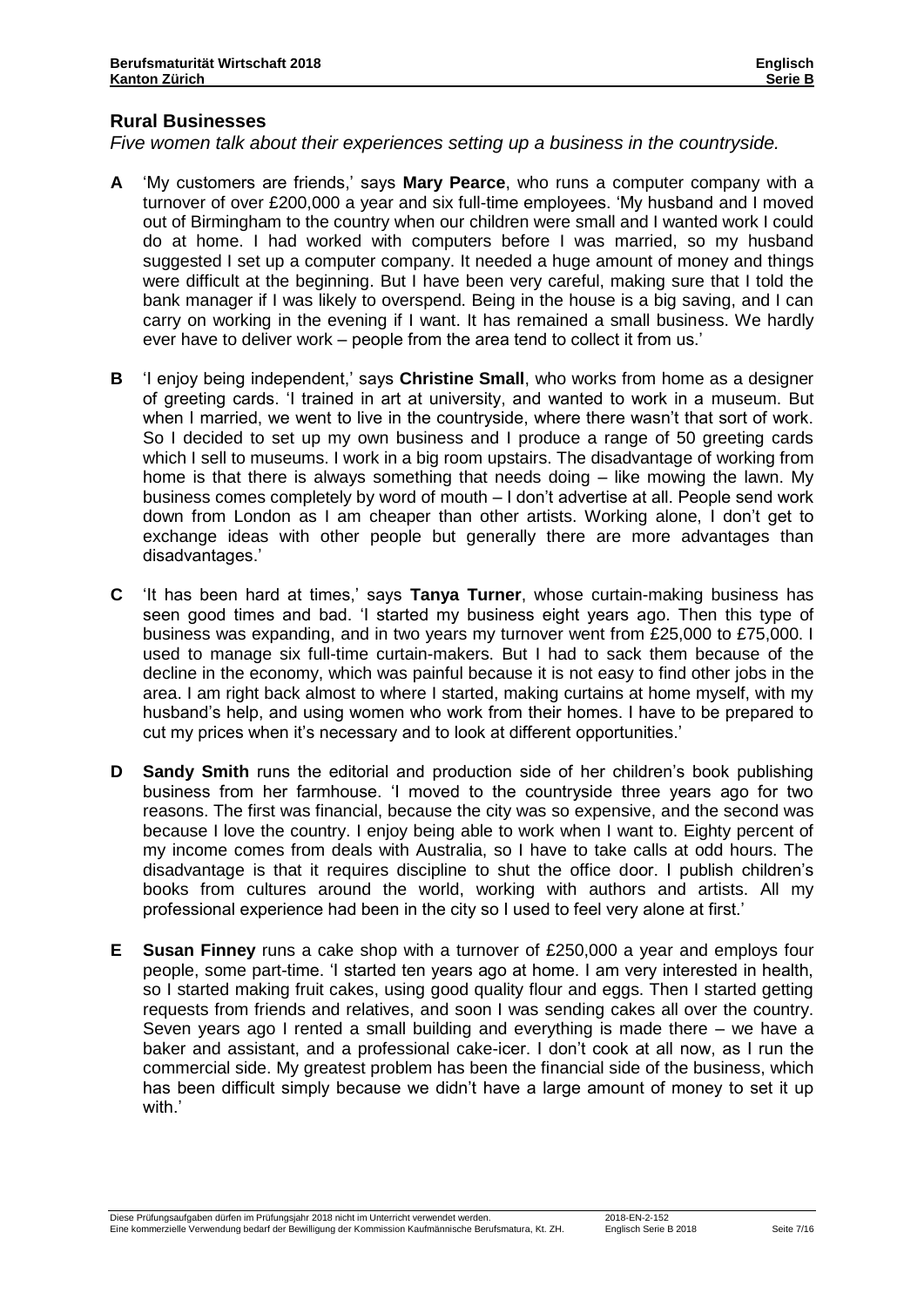## Rural Businesses

*Five women talk about their experiences setting up a business in the countryside.*

**A** 'My customers are friends,' says **Mary Pearce**, who runs a computer company with a turnover of over £200,000 a year and six full-time employees. 'My husband and I moved out of Birmingham to the country when our children were small and I wanted work I could do at home. I had worked with computers before I was married, so my husband suggested I set up a computer company. It needed a huge amount of money and things were difficult at the beginning. But I have been very careful, making sure that I told the bank manager if I was likely to overspend. Being in the house is a big saving, and I can carry on working in the evening if I want. It has remained a small business. We hardly ever have to deliver work – people from the area tend to collect it from us.'

**B** 'I enjoy being independent,' says **Christine Small**, who works from home as a designer of greeting cards. 'I trained in art at university, and wanted to work in a museum. But when I married, we went to live in the countryside, where there wasn't that sort of work. So I decided to set up my own business and I produce a range of 50 greeting cards which I sell to museums. I work in a big room upstairs. The disadvantage of working from home is that there is always something that needs doing – like mowing the lawn. My business comes completely by word of mouth – I don't advertise at all. People send work down from London as I am cheaper than other artists. Working alone, I don't get to exchange ideas with other people but generally there are more advantages than disadvantages.'

**C** 'It has been hard at times,' says **Tanya Turner**, whose curtain-making business has seen good times and bad. 'I started my business eight years ago. Then this type of business was expanding, and in two years my turnover went from £25,000 to £75,000. I used to manage six full-time curtain-makers. But I had to sack them because of the decline in the economy, which was painful because it is not easy to find other jobs in the area. I am right back almost to where I started, making curtains at home myself, with my husband's help, and using women who work from their homes. I have to be prepared to cut my prices when it's necessary and to look at different opportunities.'

**D** **Sandy Smith** runs the editorial and production side of her children's book publishing business from her farmhouse. 'I moved to the countryside three years ago for two reasons. The first was financial, because the city was so expensive, and the second was because I love the country. I enjoy being able to work when I want to. Eighty percent of my income comes from deals with Australia, so I have to take calls at odd hours. The disadvantage is that it requires discipline to shut the office door. I publish children's books from cultures around the world, working with authors and artists. All my professional experience had been in the city so I used to feel very alone at first.'

**E** **Susan Finney** runs a cake shop with a turnover of £250,000 a year and employs four people, some part-time. 'I started ten years ago at home. I am very interested in health, so I started making fruit cakes, using good quality flour and eggs. Then I started getting requests from friends and relatives, and soon I was sending cakes all over the country. Seven years ago I rented a small building and everything is made there – we have a baker and assistant, and a professional cake-icer. I don't cook at all now, as I run the commercial side. My greatest problem has been the financial side of the business, which has been difficult simply because we didn't have a large amount of money to set it up with.'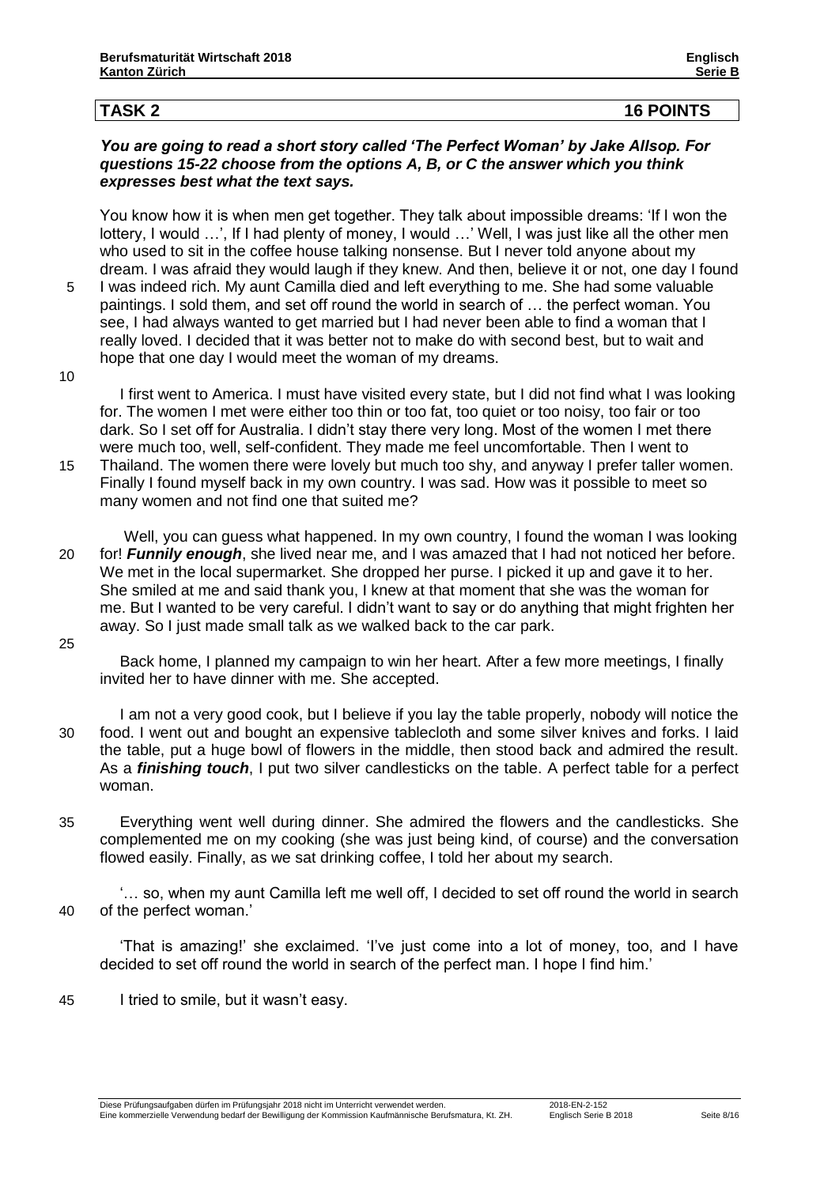## TASK 2 — 16 POINTS

***You are going to read a short story called 'The Perfect Woman' by Jake Allsop. For questions 15-22 choose from the options A, B, or C the answer which you think expresses best what the text says.***

You know how it is when men get together. They talk about impossible dreams: 'If I won the lottery, I would …', If I had plenty of money, I would …' Well, I was just like all the other men who used to sit in the coffee house talking nonsense. But I never told anyone about my dream. I was afraid they would laugh if they knew. And then, believe it or not, one day I found I was indeed rich. My aunt Camilla died and left everything to me. She had some valuable paintings. I sold them, and set off round the world in search of … the perfect woman. You see, I had always wanted to get married but I had never been able to find a woman that I really loved. I decided that it was better not to make do with second best, but to wait and hope that one day I would meet the woman of my dreams.

I first went to America. I must have visited every state, but I did not find what I was looking for. The women I met were either too thin or too fat, too quiet or too noisy, too fair or too dark. So I set off for Australia. I didn't stay there very long. Most of the women I met there were much too, well, self-confident. They made me feel uncomfortable. Then I went to Thailand. The women there were lovely but much too shy, and anyway I prefer taller women. Finally I found myself back in my own country. I was sad. How was it possible to meet so many women and not find one that suited me?

Well, you can guess what happened. In my own country, I found the woman I was looking for! ***Funnily enough***, she lived near me, and I was amazed that I had not noticed her before. We met in the local supermarket. She dropped her purse. I picked it up and gave it to her. She smiled at me and said thank you, I knew at that moment that she was the woman for me. But I wanted to be very careful. I didn't want to say or do anything that might frighten her away. So I just made small talk as we walked back to the car park.

Back home, I planned my campaign to win her heart. After a few more meetings, I finally invited her to have dinner with me. She accepted.

I am not a very good cook, but I believe if you lay the table properly, nobody will notice the food. I went out and bought an expensive tablecloth and some silver knives and forks. I laid the table, put a huge bowl of flowers in the middle, then stood back and admired the result. As a ***finishing touch***, I put two silver candlesticks on the table. A perfect table for a perfect woman.

Everything went well during dinner. She admired the flowers and the candlesticks. She complemented me on my cooking (she was just being kind, of course) and the conversation flowed easily. Finally, as we sat drinking coffee, I told her about my search.

'… so, when my aunt Camilla left me well off, I decided to set off round the world in search of the perfect woman.'

'That is amazing!' she exclaimed. 'I've just come into a lot of money, too, and I have decided to set off round the world in search of the perfect man. I hope I find him.'

I tried to smile, but it wasn't easy.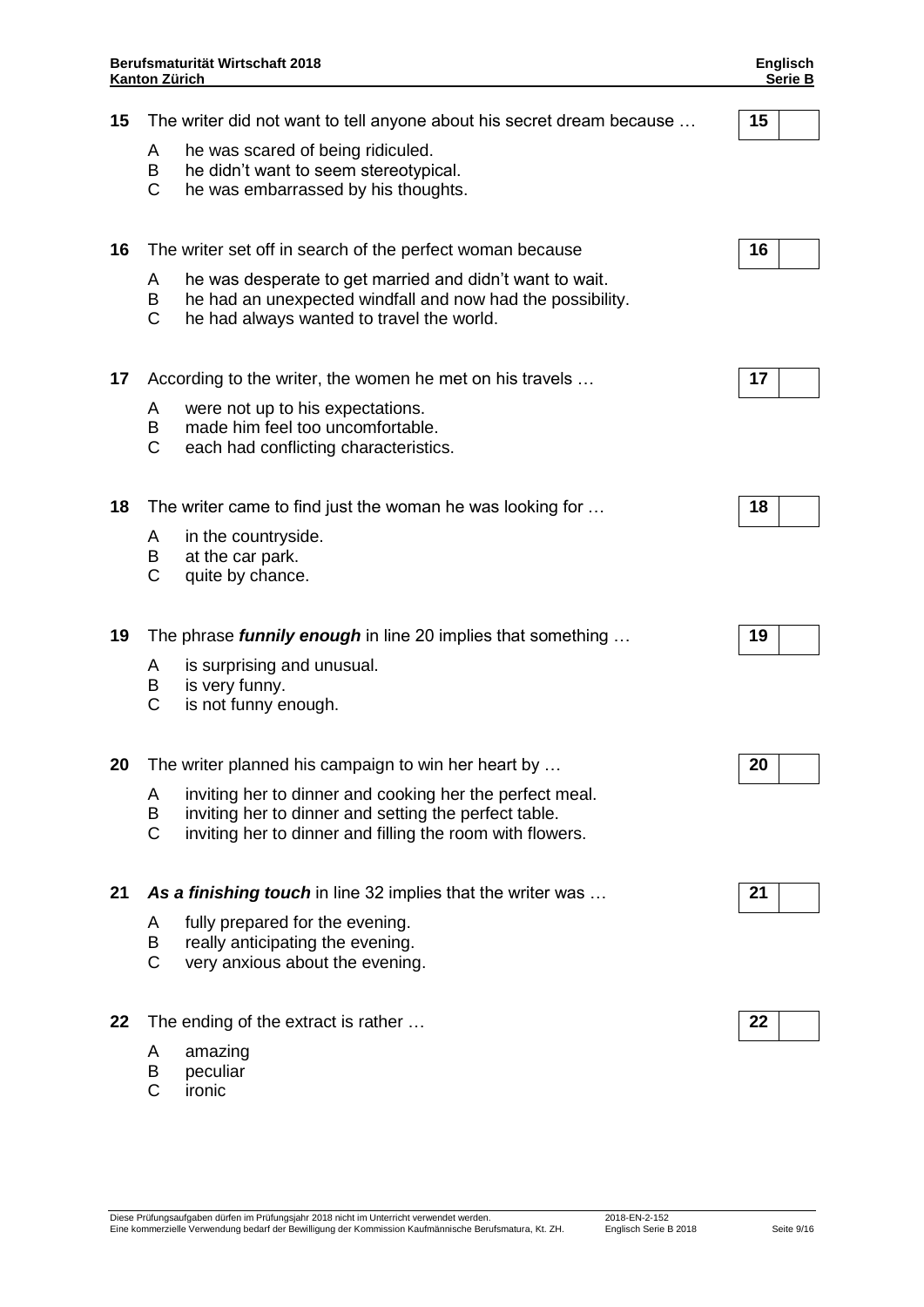**15** The writer did not want to tell anyone about his secret dream because …

A he was scared of being ridiculed.
B he didn't want to seem stereotypical.
C he was embarrassed by his thoughts.

| 15 | |
|---|---|

**16** The writer set off in search of the perfect woman because

A he was desperate to get married and didn't want to wait.
B he had an unexpected windfall and now had the possibility.
C he had always wanted to travel the world.

| 16 | |
|---|---|

**17** According to the writer, the women he met on his travels …

A were not up to his expectations.
B made him feel too uncomfortable.
C each had conflicting characteristics.

| 17 | |
|---|---|

**18** The writer came to find just the woman he was looking for …

A in the countryside.
B at the car park.
C quite by chance.

| 18 | |
|---|---|

**19** The phrase ***funnily enough*** in line 20 implies that something …

A is surprising and unusual.
B is very funny.
C is not funny enough.

| 19 | |
|---|---|

**20** The writer planned his campaign to win her heart by …

A inviting her to dinner and cooking her the perfect meal.
B inviting her to dinner and setting the perfect table.
C inviting her to dinner and filling the room with flowers.

| 20 | |
|---|---|

**21** ***As a finishing touch*** in line 32 implies that the writer was …

A fully prepared for the evening.
B really anticipating the evening.
C very anxious about the evening.

| 21 | |
|---|---|

**22** The ending of the extract is rather …

A amazing
B peculiar
C ironic

| 22 | |
|---|---|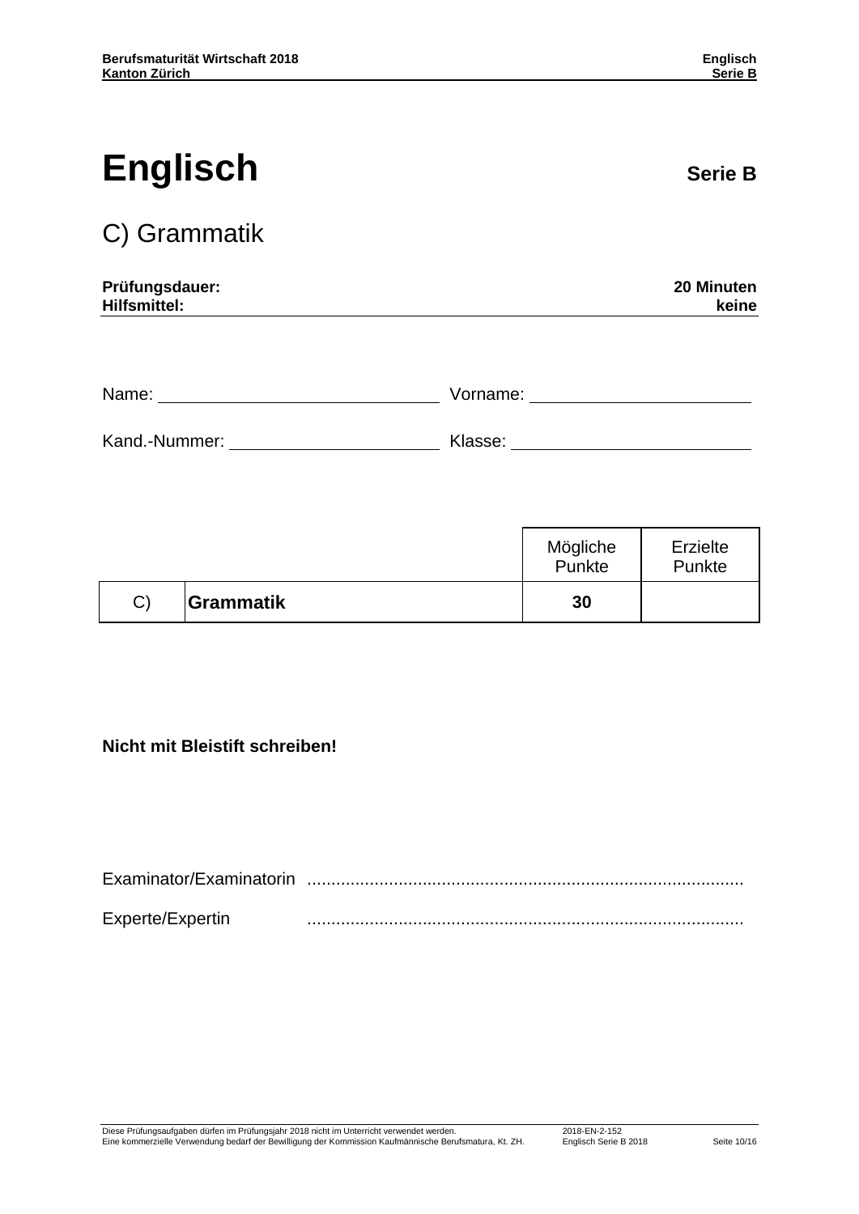# Englisch

**Serie B**

## C) Grammatik

**Prüfungsdauer:** **20 Minuten**
**Hilfsmittel:** **keine**

Name: ______________________________ Vorname: ________________________

Kand.-Nummer: ______________________ Klasse: __________________________

| | | Mögliche Punkte | Erzielte Punkte |
|---|---|---|---|
| C) | **Grammatik** | **30** | |

**Nicht mit Bleistift schreiben!**

Examinator/Examinatorin .........................................................................................

Experte/Expertin .........................................................................................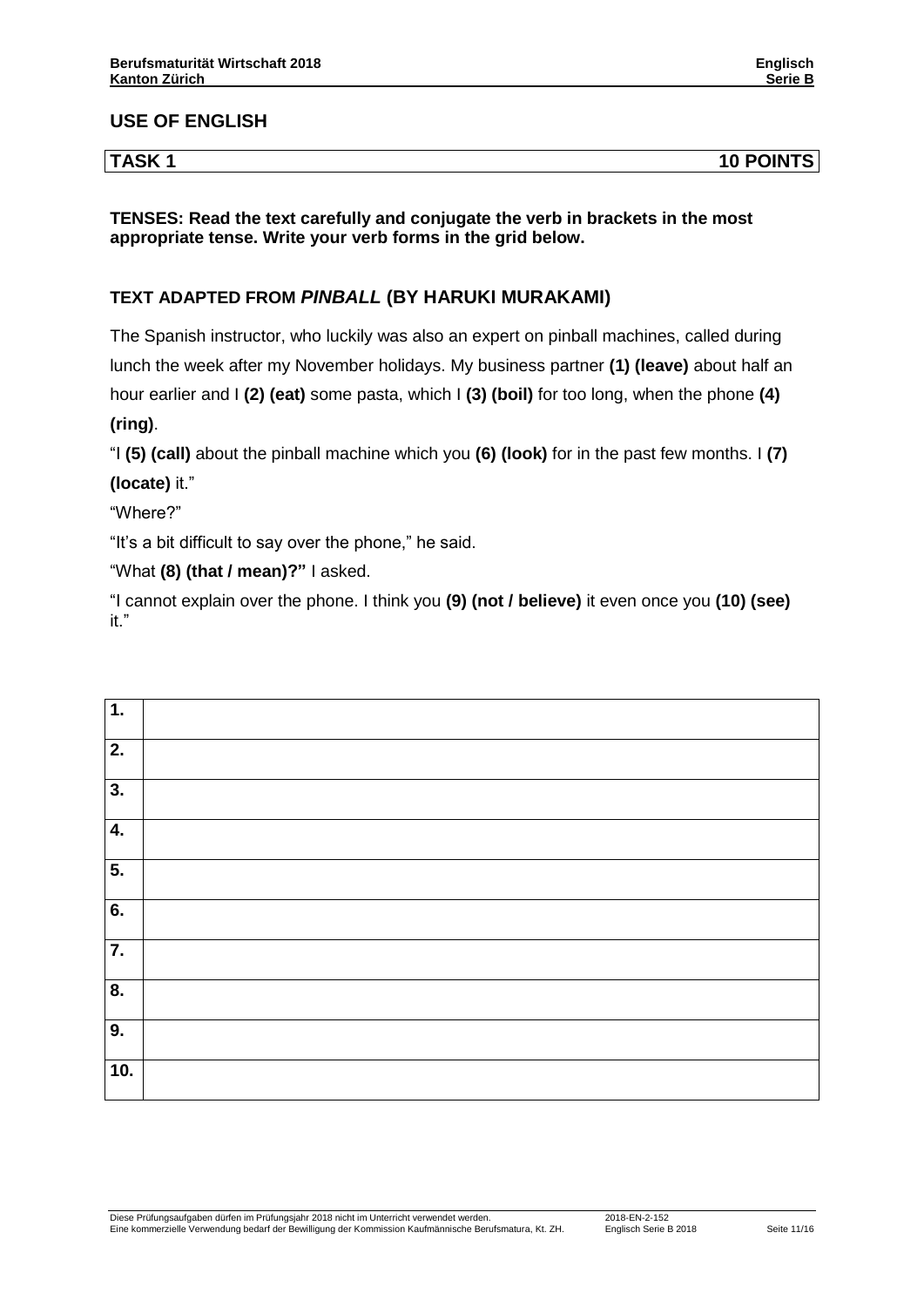## USE OF ENGLISH

| TASK 1 | 10 POINTS |
|---|---|

**TENSES: Read the text carefully and conjugate the verb in brackets in the most appropriate tense. Write your verb forms in the grid below.**

### TEXT ADAPTED FROM *PINBALL* (BY HARUKI MURAKAMI)

The Spanish instructor, who luckily was also an expert on pinball machines, called during lunch the week after my November holidays. My business partner **(1) (leave)** about half an hour earlier and I **(2) (eat)** some pasta, which I **(3) (boil)** for too long, when the phone **(4) (ring)**.

"I **(5) (call)** about the pinball machine which you **(6) (look)** for in the past few months. I **(7) (locate)** it."

"Where?"

"It's a bit difficult to say over the phone," he said.

"What **(8) (that / mean)?"** I asked.

"I cannot explain over the phone. I think you **(9) (not / believe)** it even once you **(10) (see)** it."

| | |
|---|---|
| **1.** | |
| **2.** | |
| **3.** | |
| **4.** | |
| **5.** | |
| **6.** | |
| **7.** | |
| **8.** | |
| **9.** | |
| **10.** | |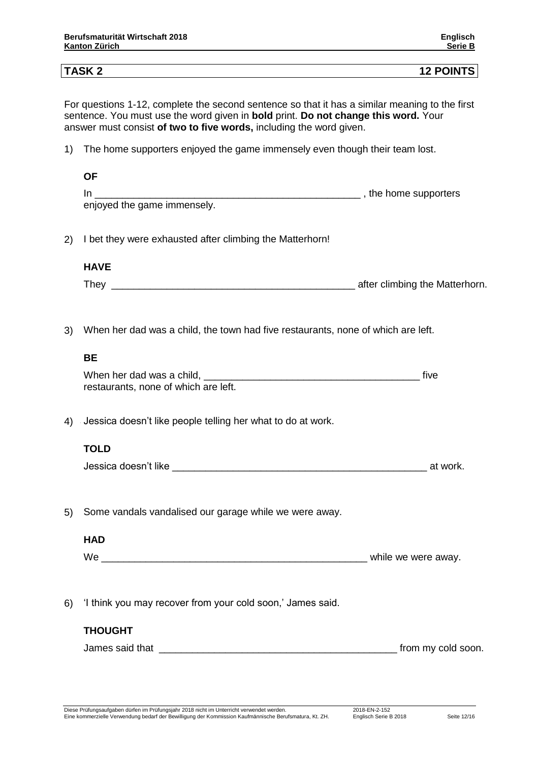| TASK 2 | 12 POINTS |
|---|---|

For questions 1-12, complete the second sentence so that it has a similar meaning to the first sentence. You must use the word given in **bold** print. **Do not change this word.** Your answer must consist **of two to five words,** including the word given.

1) The home supporters enjoyed the game immensely even though their team lost.

   **OF**

   In _______________________________________________ , the home supporters enjoyed the game immensely.

2) I bet they were exhausted after climbing the Matterhorn!

   **HAVE**

   They ___________________________________________ after climbing the Matterhorn.

3) When her dad was a child, the town had five restaurants, none of which are left.

   **BE**

   When her dad was a child, ______________________________________ five restaurants, none of which are left.

4) Jessica doesn't like people telling her what to do at work.

   **TOLD**

   Jessica doesn't like ______________________________________________ at work.

5) Some vandals vandalised our garage while we were away.

   **HAD**

   We _______________________________________________ while we were away.

6) 'I think you may recover from your cold soon,' James said.

   **THOUGHT**

   James said that __________________________________________ from my cold soon.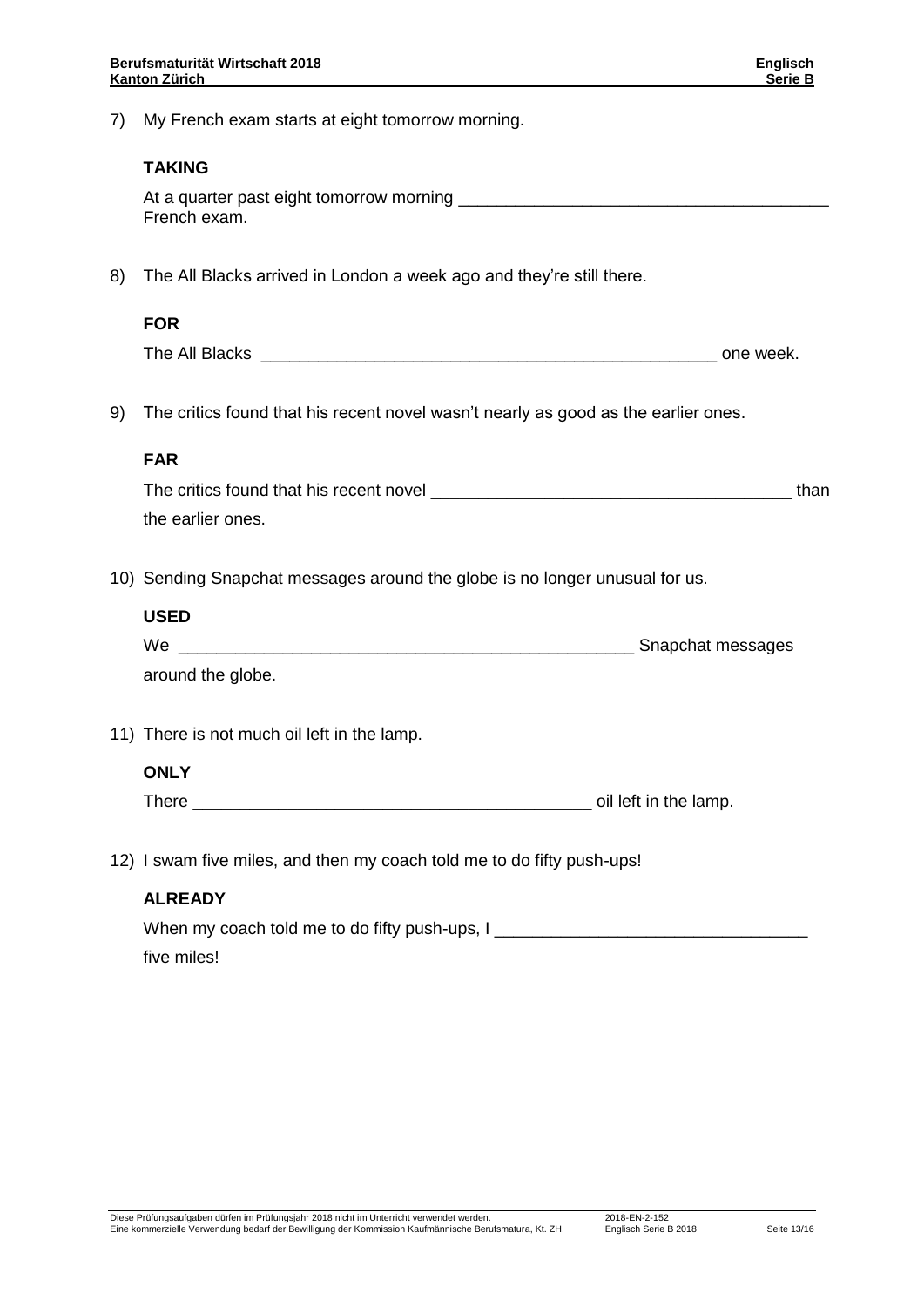7) My French exam starts at eight tomorrow morning.

   **TAKING**

   At a quarter past eight tomorrow morning _______________________________________ French exam.

8) The All Blacks arrived in London a week ago and they're still there.

   **FOR**

   The All Blacks _______________________________________________ one week.

9) The critics found that his recent novel wasn't nearly as good as the earlier ones.

   **FAR**

   The critics found that his recent novel _____________________________________ than the earlier ones.

10) Sending Snapchat messages around the globe is no longer unusual for us.

    **USED**

    We ______________________________________________ Snapchat messages around the globe.

11) There is not much oil left in the lamp.

    **ONLY**

    There __________________________________________ oil left in the lamp.

12) I swam five miles, and then my coach told me to do fifty push-ups!

    **ALREADY**

    When my coach told me to do fifty push-ups, I ________________________________ five miles!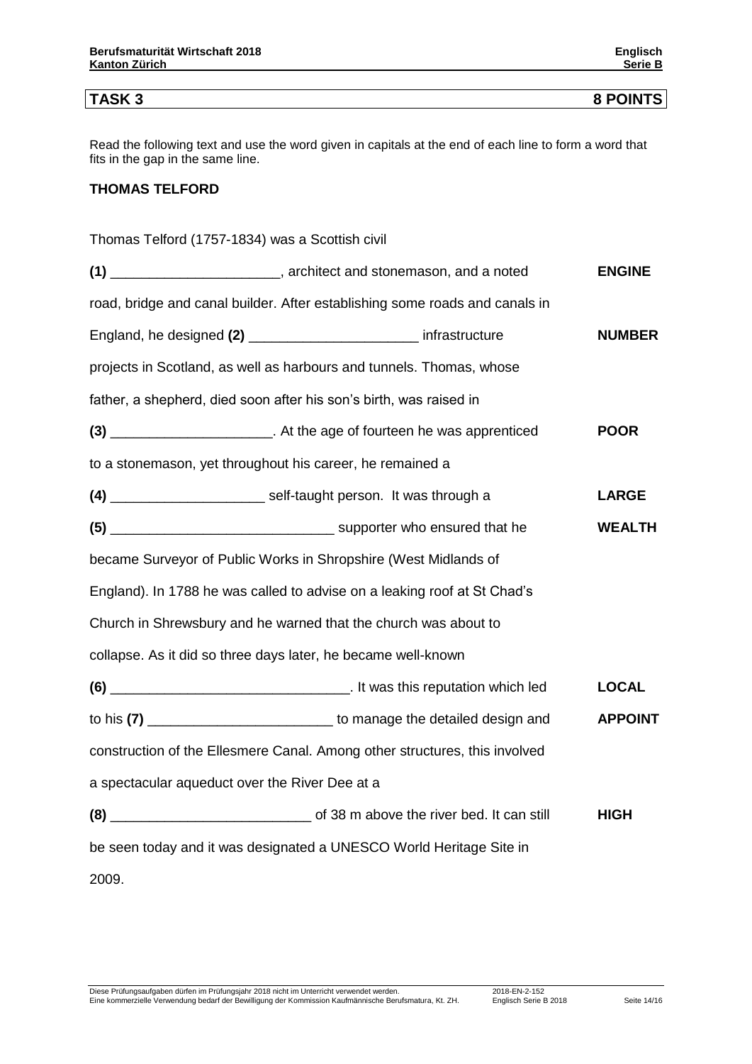**TASK 3** **8 POINTS**

Read the following text and use the word given in capitals at the end of each line to form a word that fits in the gap in the same line.

**THOMAS TELFORD**

Thomas Telford (1757-1834) was a Scottish civil

**(1)** ______________________, architect and stonemason, and a noted **ENGINE**

road, bridge and canal builder. After establishing some roads and canals in

England, he designed **(2)** ______________________ infrastructure **NUMBER**

projects in Scotland, as well as harbours and tunnels. Thomas, whose

father, a shepherd, died soon after his son's birth, was raised in

**(3)** _____________________. At the age of fourteen he was apprenticed **POOR**

to a stonemason, yet throughout his career, he remained a

**(4)** ____________________ self-taught person. It was through a **LARGE**

**(5)** _____________________________ supporter who ensured that he **WEALTH**

became Surveyor of Public Works in Shropshire (West Midlands of

England). In 1788 he was called to advise on a leaking roof at St Chad's

Church in Shrewsbury and he warned that the church was about to

collapse. As it did so three days later, he became well-known

**(6)** _______________________________. It was this reputation which led **LOCAL**

to his **(7)** ________________________ to manage the detailed design and **APPOINT**

construction of the Ellesmere Canal. Among other structures, this involved

a spectacular aqueduct over the River Dee at a

**(8)** __________________________ of 38 m above the river bed. It can still **HIGH**

be seen today and it was designated a UNESCO World Heritage Site in

2009.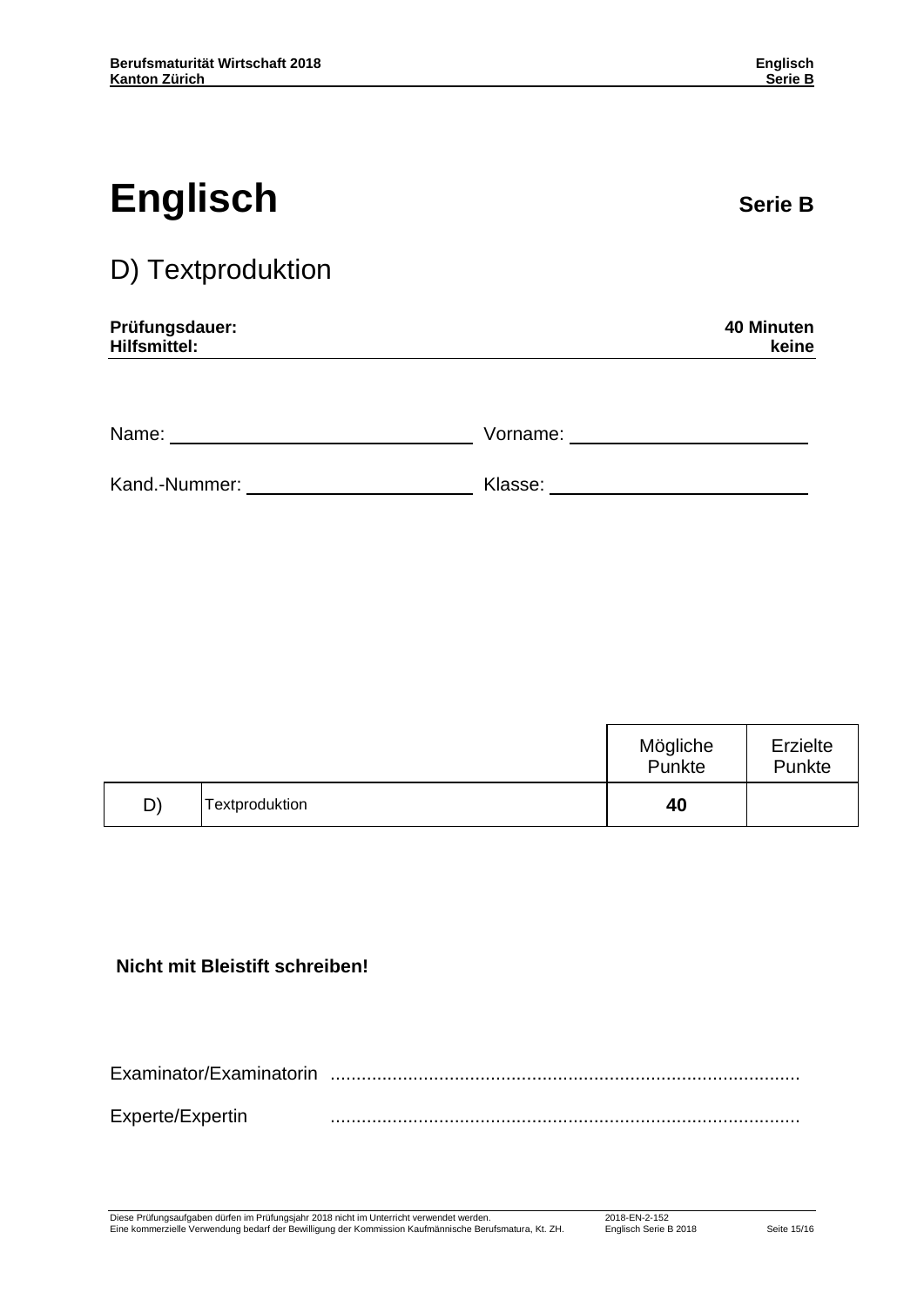# Englisch

**Serie B**

## D) Textproduktion

**Prüfungsdauer:** 40 Minuten
**Hilfsmittel:** keine

Name: ______________________ Vorname: ______________________

Kand.-Nummer: ______________________ Klasse: ______________________

| | | Mögliche Punkte | Erzielte Punkte |
|---|---|---|---|
| D) | Textproduktion | **40** | |

**Nicht mit Bleistift schreiben!**

Examinator/Examinatorin ..........................................................................................

Experte/Expertin ..........................................................................................

Diese Prüfungsaufgaben dürfen im Prüfungsjahr 2018 nicht im Unterricht verwendet werden.
Eine kommerzielle Verwendung bedarf der Bewilligung der Kommission Kaufmännische Berufsmatura, Kt. ZH.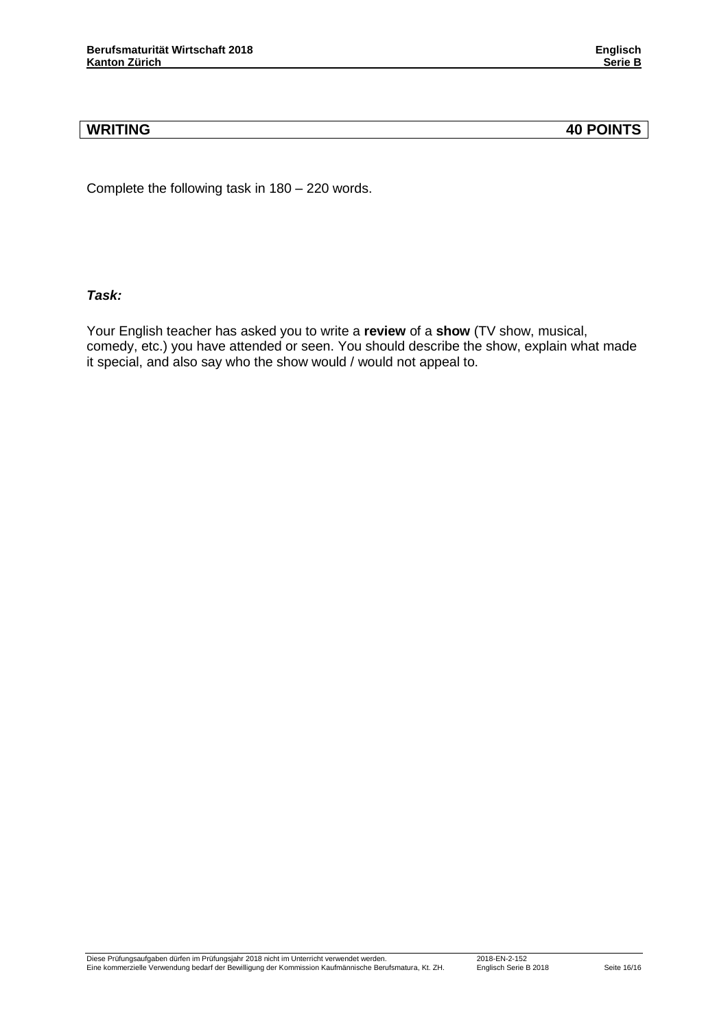## WRITING 40 POINTS

Complete the following task in 180 – 220 words.

***Task:***

Your English teacher has asked you to write a **review** of a **show** (TV show, musical, comedy, etc.) you have attended or seen. You should describe the show, explain what made it special, and also say who the show would / would not appeal to.